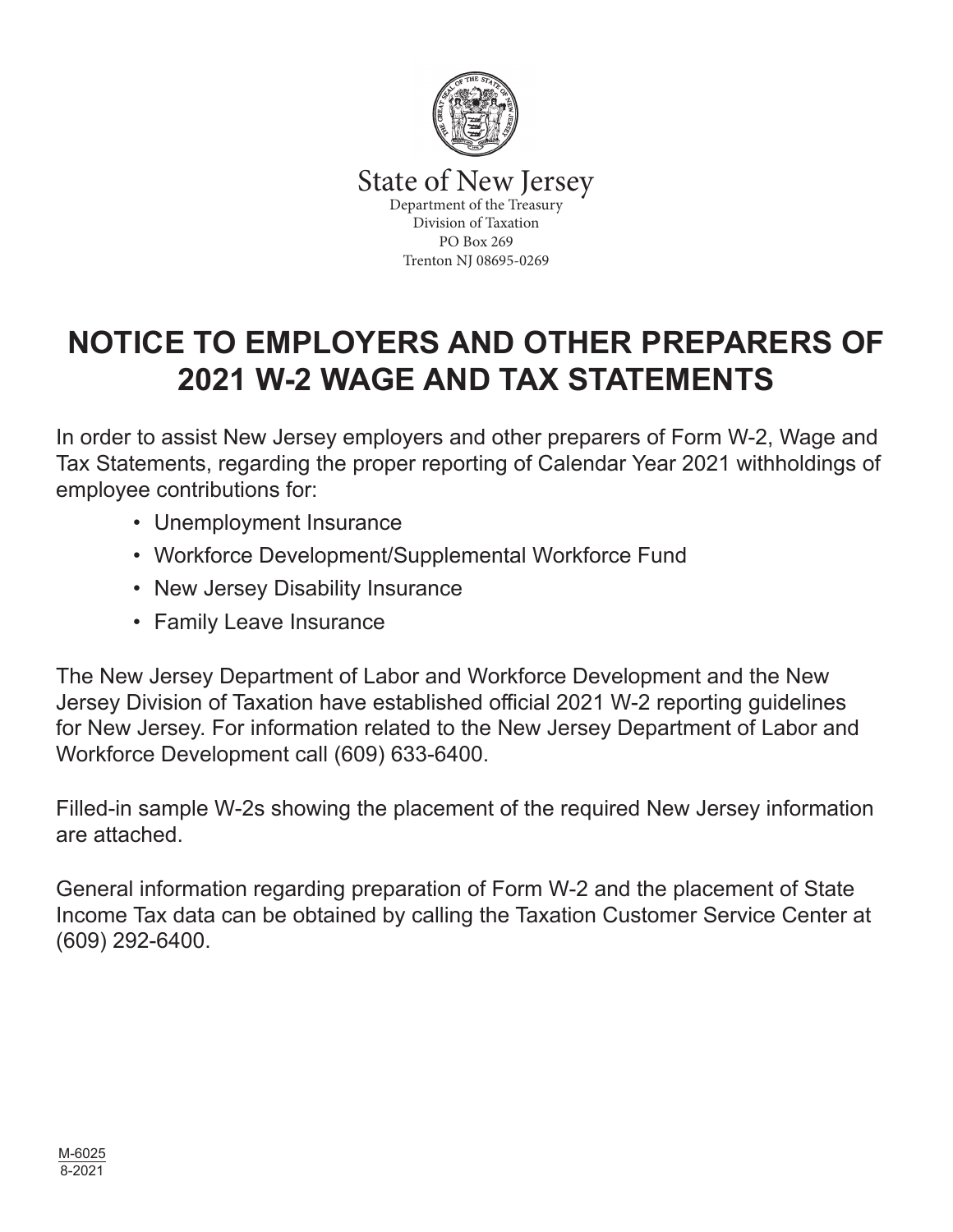State of New Jersey
Department of the Treasury
Division of Taxation
PO Box 269
Trenton NJ 08695-0269

# NOTICE TO EMPLOYERS AND OTHER PREPARERS OF 2021 W-2 WAGE AND TAX STATEMENTS

In order to assist New Jersey employers and other preparers of Form W-2, Wage and Tax Statements, regarding the proper reporting of Calendar Year 2021 withholdings of employee contributions for:

- Unemployment Insurance
- Workforce Development/Supplemental Workforce Fund
- New Jersey Disability Insurance
- Family Leave Insurance

The New Jersey Department of Labor and Workforce Development and the New Jersey Division of Taxation have established official 2021 W-2 reporting guidelines for New Jersey. For information related to the New Jersey Department of Labor and Workforce Development call (609) 633-6400.

Filled-in sample W-2s showing the placement of the required New Jersey information are attached.

General information regarding preparation of Form W-2 and the placement of State Income Tax data can be obtained by calling the Taxation Customer Service Center at (609) 292-6400.

M-6025
8-2021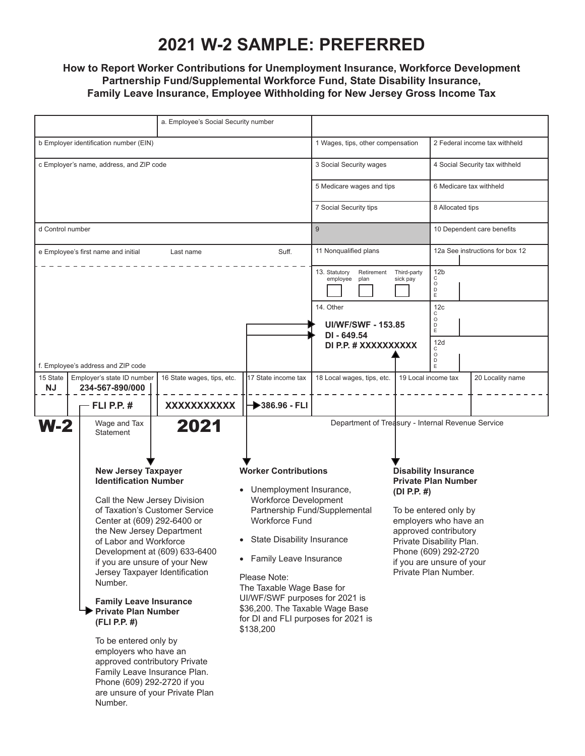# 2021 W-2 SAMPLE: PREFERRED

**How to Report Worker Contributions for Unemployment Insurance, Workforce Development Partnership Fund/Supplemental Workforce Fund, State Disability Insurance, Family Leave Insurance, Employee Withholding for New Jersey Gross Income Tax**

| | | |
|---|---|---|
| a. Employee's Social Security number | | |
| b Employer identification number (EIN) | 1 Wages, tips, other compensation | 2 Federal income tax withheld |
| c Employer's name, address, and ZIP code | 3 Social Security wages | 4 Social Security tax withheld |
| | 5 Medicare wages and tips | 6 Medicare tax withheld |
| | 7 Social Security tips | 8 Allocated tips |
| d Control number | 9 | 10 Dependent care benefits |
| e Employee's first name and initial / Last name / Suff. | 11 Nonqualified plans | 12a See instructions for box 12 |
| | 13. Statutory employee / Retirement plan / Third-party sick pay | 12b CODE |
| | 14. Other **UI/WF/SWF - 153.85** **DI - 649.54** **DI P.P. # XXXXXXXXX** | 12c CODE |
| f. Employee's address and ZIP code | | 12d CODE |

| 15 State | Employer's state ID number | 16 State wages, tips, etc. | 17 State income tax | 18 Local wages, tips, etc. | 19 Local income tax | 20 Locality name |
|---|---|---|---|---|---|---|
| **NJ** | **234-567-890/000** | | | | | |
| | **FLI P.P. #** | **XXXXXXXXXXX** | **386.96 - FLI** | | | |

**W-2** Wage and Tax Statement **2021** Department of Treasury - Internal Revenue Service

### New Jersey Taxpayer Identification Number

Call the New Jersey Division of Taxation's Customer Service Center at (609) 292-6400 or the New Jersey Department of Labor and Workforce Development at (609) 633-6400 if you are unsure of your New Jersey Taxpayer Identification Number.

### Family Leave Insurance Private Plan Number (FLI P.P. #)

To be entered only by employers who have an approved contributory Private Family Leave Insurance Plan. Phone (609) 292-2720 if you are unsure of your Private Plan Number.

### Worker Contributions

- Unemployment Insurance, Workforce Development Partnership Fund/Supplemental Workforce Fund
- State Disability Insurance
- Family Leave Insurance

Please Note:
The Taxable Wage Base for UI/WF/SWF purposes for 2021 is $36,200. The Taxable Wage Base for DI and FLI purposes for 2021 is $138,200

### Disability Insurance Private Plan Number (DI P.P. #)

To be entered only by employers who have an approved contributory Private Disability Plan. Phone (609) 292-2720 if you are unsure of your Private Plan Number.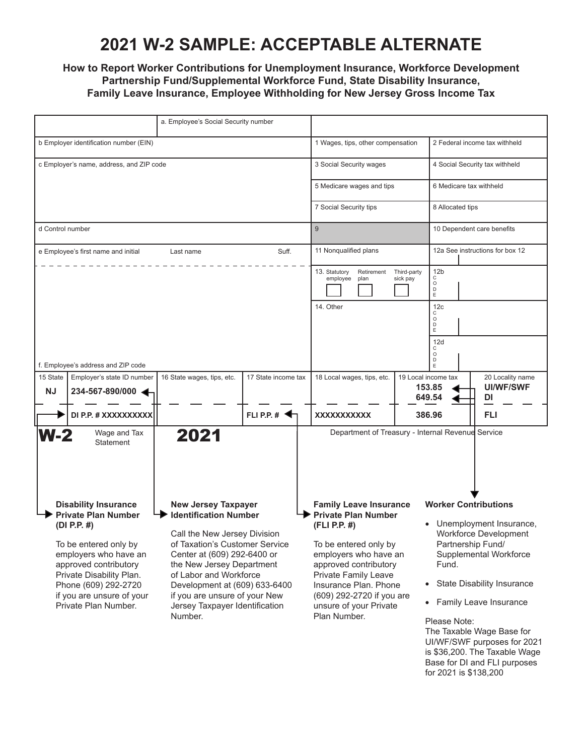# 2021 W-2 SAMPLE: ACCEPTABLE ALTERNATE

**How to Report Worker Contributions for Unemployment Insurance, Workforce Development Partnership Fund/Supplemental Workforce Fund, State Disability Insurance, Family Leave Insurance, Employee Withholding for New Jersey Gross Income Tax**

| | a. Employee's Social Security number | | | | |
|---|---|---|---|---|---|
| b Employer identification number (EIN) | | 1 Wages, tips, other compensation | | 2 Federal income tax withheld | |
| c Employer's name, address, and ZIP code | | 3 Social Security wages | | 4 Social Security tax withheld | |
| | | 5 Medicare wages and tips | | 6 Medicare tax withheld | |
| | | 7 Social Security tips | | 8 Allocated tips | |
| d Control number | | 9 | | 10 Dependent care benefits | |
| e Employee's first name and initial / Last name / Suff. | | 11 Nonqualified plans | | 12a See instructions for box 12 | |
| | | 13. Statutory employee / Retirement plan / Third-party sick pay | | 12b CODE | |
| | | 14. Other | | 12c CODE | |
| f. Employee's address and ZIP code | | | | 12d CODE | |

| 15 State | Employer's state ID number | 16 State wages, tips, etc. | 17 State income tax | 18 Local wages, tips, etc. | 19 Local income tax | 20 Locality name |
|---|---|---|---|---|---|---|
| NJ | 234-567-890/000 | | | | 153.85 | UI/WF/SWF |
| | | | | | 649.54 | DI |
| | DI P.P. # XXXXXXXXXX | | FLI P.P. # | XXXXXXXXXXX | 386.96 | FLI |

**W-2** Wage and Tax Statement **2021** Department of Treasury - Internal Revenue Service

**Disability Insurance Private Plan Number (DI P.P. #)**

To be entered only by employers who have an approved contributory Private Disability Plan. Phone (609) 292-2720 if you are unsure of your Private Plan Number.

**New Jersey Taxpayer Identification Number**

Call the New Jersey Division of Taxation's Customer Service Center at (609) 292-6400 or the New Jersey Department of Labor and Workforce Development at (609) 633-6400 if you are unsure of your New Jersey Taxpayer Identification Number.

**Family Leave Insurance Private Plan Number (FLI P.P. #)**

To be entered only by employers who have an approved contributory Private Family Leave Insurance Plan. Phone (609) 292-2720 if you are unsure of your Private Plan Number.

**Worker Contributions**

- Unemployment Insurance, Workforce Development Partnership Fund/ Supplemental Workforce Fund.
- State Disability Insurance
- Family Leave Insurance

Please Note:
The Taxable Wage Base for UI/WF/SWF purposes for 2021 is $36,200. The Taxable Wage Base for DI and FLI purposes for 2021 is $138,200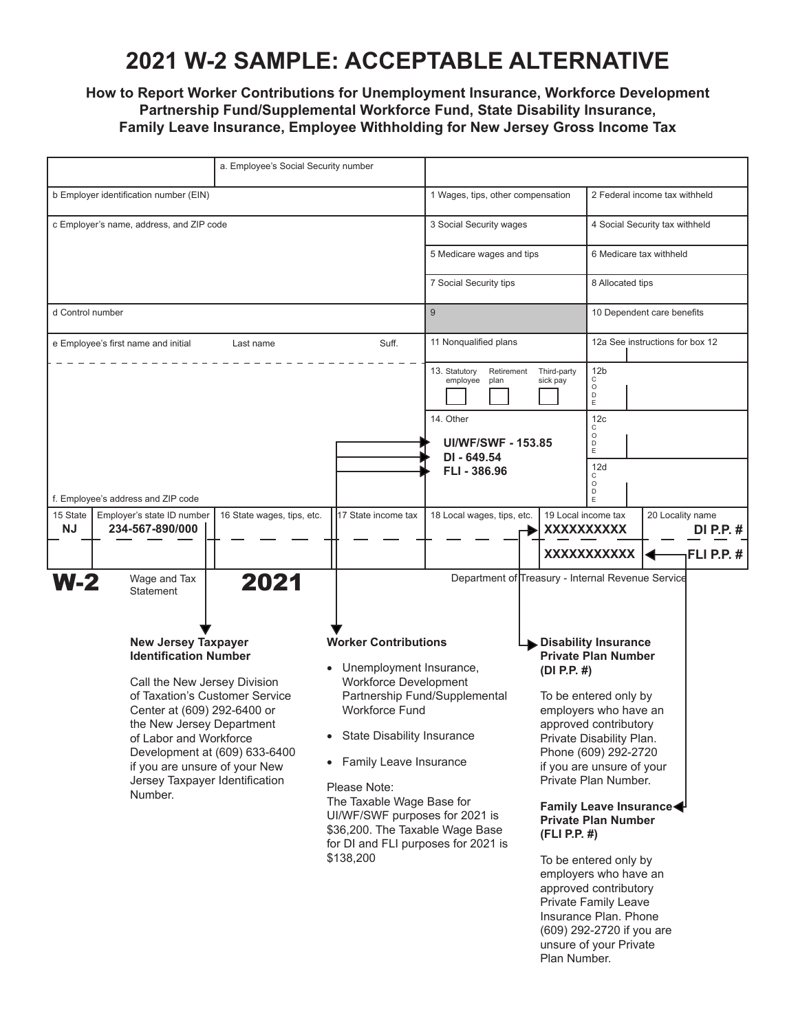# 2021 W-2 SAMPLE: ACCEPTABLE ALTERNATIVE

**How to Report Worker Contributions for Unemployment Insurance, Workforce Development Partnership Fund/Supplemental Workforce Fund, State Disability Insurance, Family Leave Insurance, Employee Withholding for New Jersey Gross Income Tax**

| | | | |
|---|---|---|---|
| | a. Employee's Social Security number | | |
| b Employer identification number (EIN) | | 1 Wages, tips, other compensation | 2 Federal income tax withheld |
| c Employer's name, address, and ZIP code | | 3 Social Security wages | 4 Social Security tax withheld |
| | | 5 Medicare wages and tips | 6 Medicare tax withheld |
| | | 7 Social Security tips | 8 Allocated tips |
| d Control number | | 9 | 10 Dependent care benefits |
| e Employee's first name and initial / Last name / Suff. | | 11 Nonqualified plans | 12a See instructions for box 12 |
| | | 13. Statutory employee / Retirement plan / Third-party sick pay | 12b CODE |
| | | 14. Other **UI/WF/SWF - 153.85** **DI - 649.54** **FLI - 386.96** | 12c CODE |
| f. Employee's address and ZIP code | | | 12d CODE |

| 15 State | Employer's state ID number | 16 State wages, tips, etc. | 17 State income tax | 18 Local wages, tips, etc. | 19 Local income tax | 20 Locality name |
|---|---|---|---|---|---|---|
| **NJ** | **234-567-890/000** | | | | **XXXXXXXXXX** | **DI P.P. #** |
| | | | | | **XXXXXXXXXXX** | **FLI P.P. #** |

**W-2** Wage and Tax Statement **2021** Department of Treasury - Internal Revenue Service

**New Jersey Taxpayer Identification Number**

Call the New Jersey Division of Taxation's Customer Service Center at (609) 292-6400 or the New Jersey Department of Labor and Workforce Development at (609) 633-6400 if you are unsure of your New Jersey Taxpayer Identification Number.

**Worker Contributions**

- Unemployment Insurance, Workforce Development Partnership Fund/Supplemental Workforce Fund
- State Disability Insurance
- Family Leave Insurance

Please Note:
The Taxable Wage Base for UI/WF/SWF purposes for 2021 is $36,200. The Taxable Wage Base for DI and FLI purposes for 2021 is $138,200

**Disability Insurance Private Plan Number (DI P.P. #)**

To be entered only by employers who have an approved contributory Private Disability Plan. Phone (609) 292-2720 if you are unsure of your Private Plan Number.

**Family Leave Insurance Private Plan Number (FLI P.P. #)**

To be entered only by employers who have an approved contributory Private Family Leave Insurance Plan. Phone (609) 292-2720 if you are unsure of your Private Plan Number.